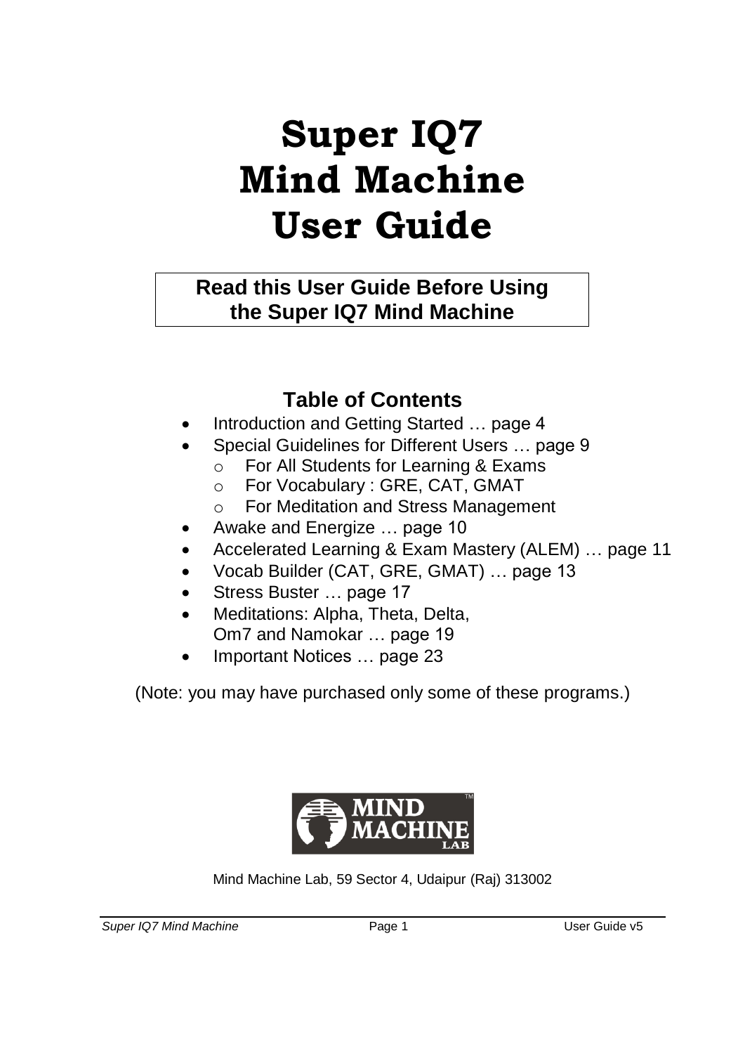# Super IQ7 Mind Machine User Guide

**Read this User Guide Before Using the Super IQ7 Mind Machine**

## Table of Contents

- Introduction and Getting Started … page 4
- Special Guidelines for Different Users … page 9
  - For All Students for Learning & Exams
  - For Vocabulary : GRE, CAT, GMAT
  - For Meditation and Stress Management
- Awake and Energize … page 10
- Accelerated Learning & Exam Mastery (ALEM) … page 11
- Vocab Builder (CAT, GRE, GMAT) … page 13
- Stress Buster … page 17
- Meditations: Alpha, Theta, Delta, Om7 and Namokar … page 19
- Important Notices … page 23

(Note: you may have purchased only some of these programs.)

MIND MACHINE LAB™

Mind Machine Lab, 59 Sector 4, Udaipur (Raj) 313002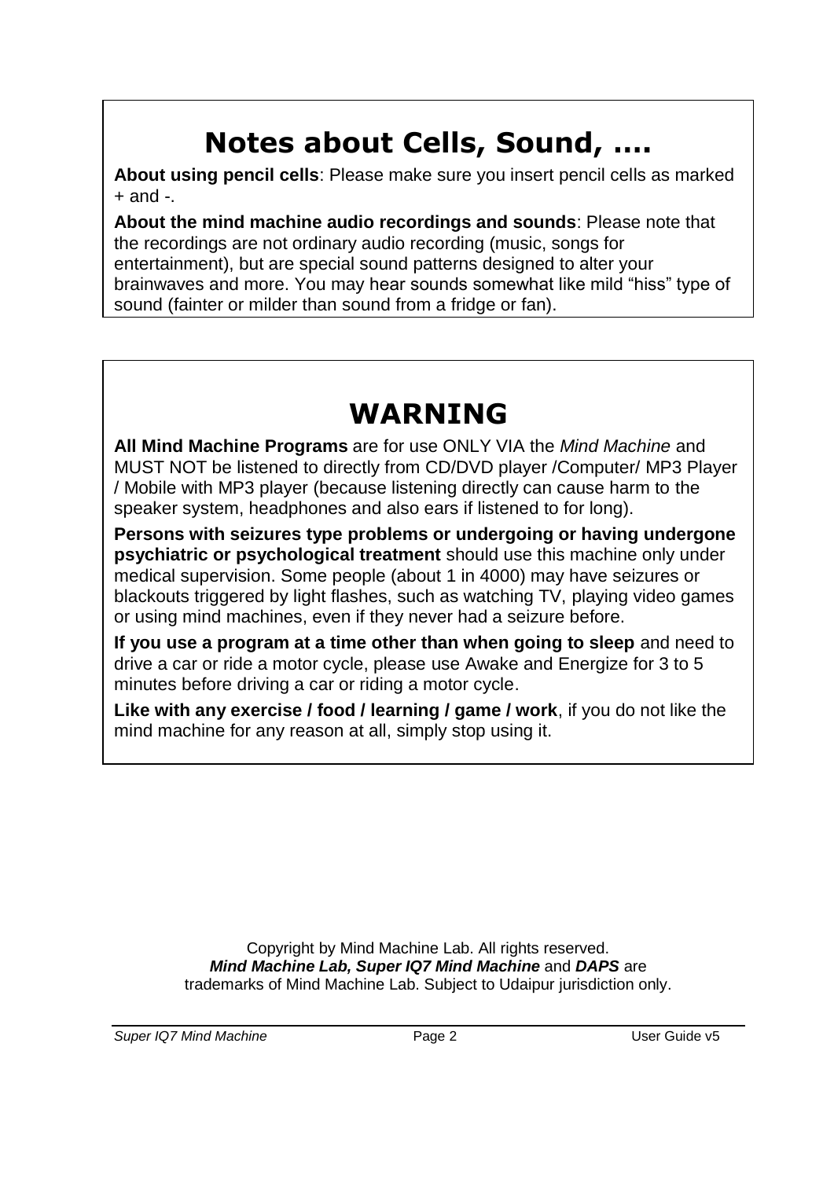## Notes about Cells, Sound, ….

**About using pencil cells**: Please make sure you insert pencil cells as marked + and -.

**About the mind machine audio recordings and sounds**: Please note that the recordings are not ordinary audio recording (music, songs for entertainment), but are special sound patterns designed to alter your brainwaves and more. You may hear sounds somewhat like mild "hiss" type of sound (fainter or milder than sound from a fridge or fan).

## WARNING

**All Mind Machine Programs** are for use ONLY VIA the *Mind Machine* and MUST NOT be listened to directly from CD/DVD player /Computer/ MP3 Player / Mobile with MP3 player (because listening directly can cause harm to the speaker system, headphones and also ears if listened to for long).

**Persons with seizures type problems or undergoing or having undergone psychiatric or psychological treatment** should use this machine only under medical supervision. Some people (about 1 in 4000) may have seizures or blackouts triggered by light flashes, such as watching TV, playing video games or using mind machines, even if they never had a seizure before.

**If you use a program at a time other than when going to sleep** and need to drive a car or ride a motor cycle, please use Awake and Energize for 3 to 5 minutes before driving a car or riding a motor cycle.

**Like with any exercise / food / learning / game / work**, if you do not like the mind machine for any reason at all, simply stop using it.

Copyright by Mind Machine Lab. All rights reserved.
***Mind Machine Lab, Super IQ7 Mind Machine*** and ***DAPS*** are trademarks of Mind Machine Lab. Subject to Udaipur jurisdiction only.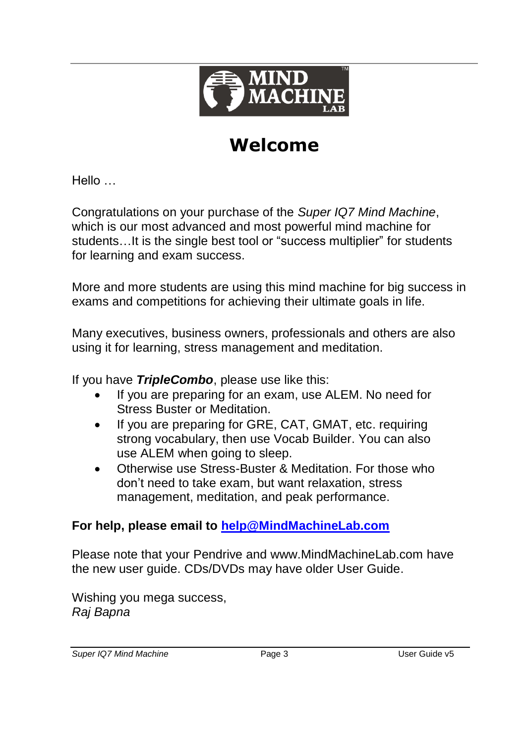# Welcome

Hello …

Congratulations on your purchase of the *Super IQ7 Mind Machine*, which is our most advanced and most powerful mind machine for students…It is the single best tool or “success multiplier” for students for learning and exam success.

More and more students are using this mind machine for big success in exams and competitions for achieving their ultimate goals in life.

Many executives, business owners, professionals and others are also using it for learning, stress management and meditation.

If you have ***TripleCombo***, please use like this:

- If you are preparing for an exam, use ALEM. No need for Stress Buster or Meditation.
- If you are preparing for GRE, CAT, GMAT, etc. requiring strong vocabulary, then use Vocab Builder. You can also use ALEM when going to sleep.
- Otherwise use Stress-Buster & Meditation. For those who don’t need to take exam, but want relaxation, stress management, meditation, and peak performance.

**For help, please email to [help@MindMachineLab.com](mailto:help@MindMachineLab.com)**

Please note that your Pendrive and www.MindMachineLab.com have the new user guide. CDs/DVDs may have older User Guide.

Wishing you mega success,
*Raj Bapna*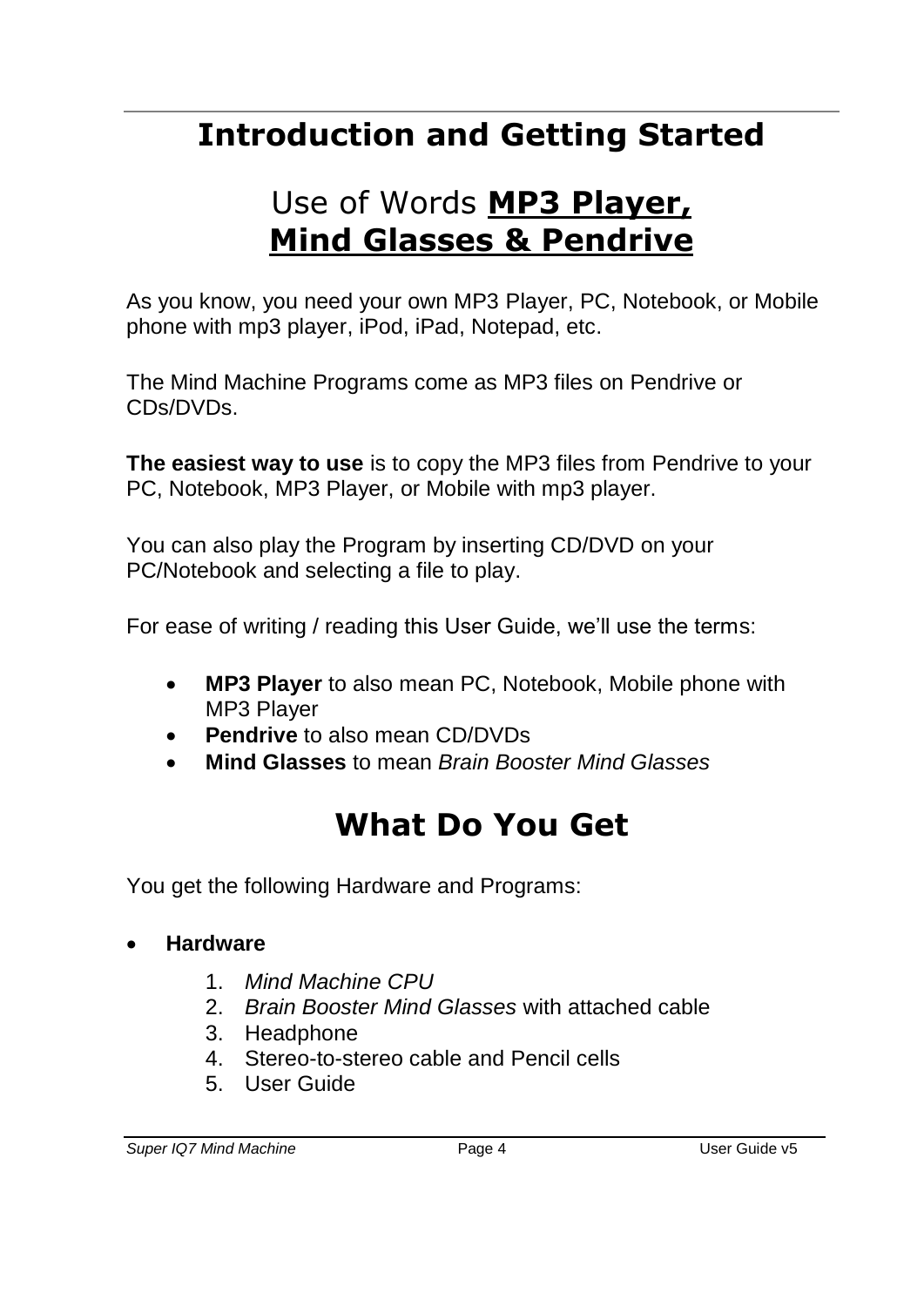# Introduction and Getting Started

## Use of Words **MP3 Player, Mind Glasses & Pendrive**

As you know, you need your own MP3 Player, PC, Notebook, or Mobile phone with mp3 player, iPod, iPad, Notepad, etc.

The Mind Machine Programs come as MP3 files on Pendrive or CDs/DVDs.

**The easiest way to use** is to copy the MP3 files from Pendrive to your PC, Notebook, MP3 Player, or Mobile with mp3 player.

You can also play the Program by inserting CD/DVD on your PC/Notebook and selecting a file to play.

For ease of writing / reading this User Guide, we'll use the terms:

- **MP3 Player** to also mean PC, Notebook, Mobile phone with MP3 Player
- **Pendrive** to also mean CD/DVDs
- **Mind Glasses** to mean *Brain Booster Mind Glasses*

# What Do You Get

You get the following Hardware and Programs:

- **Hardware**
    1. *Mind Machine CPU*
    2. *Brain Booster Mind Glasses* with attached cable
    3. Headphone
    4. Stereo-to-stereo cable and Pencil cells
    5. User Guide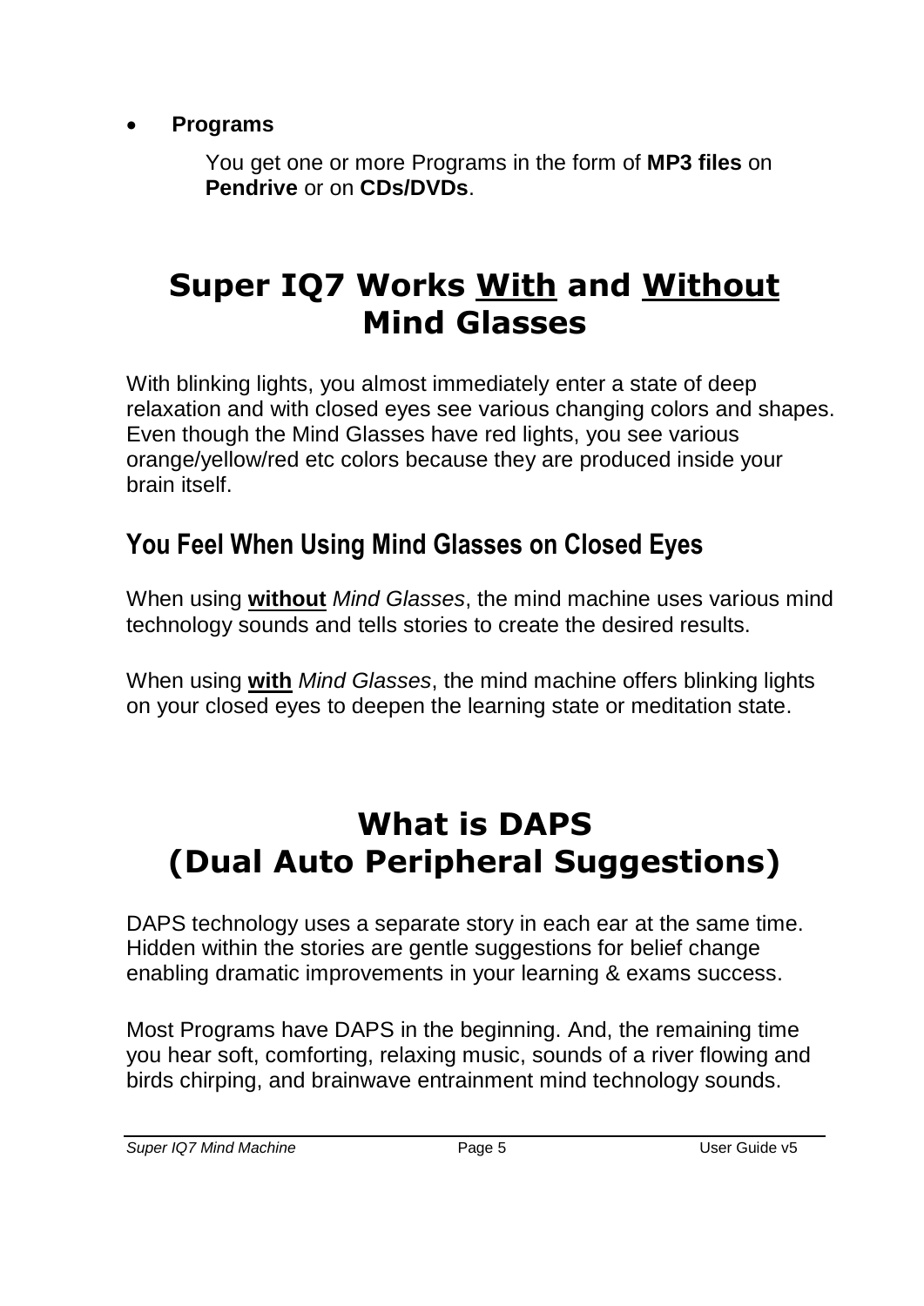- **Programs**

  You get one or more Programs in the form of **MP3 files** on **Pendrive** or on **CDs/DVDs**.

# Super IQ7 Works <u>With</u> and <u>Without</u> Mind Glasses

With blinking lights, you almost immediately enter a state of deep relaxation and with closed eyes see various changing colors and shapes. Even though the Mind Glasses have red lights, you see various orange/yellow/red etc colors because they are produced inside your brain itself.

## You Feel When Using Mind Glasses on Closed Eyes

When using **<u>without</u>** *Mind Glasses*, the mind machine uses various mind technology sounds and tells stories to create the desired results.

When using **<u>with</u>** *Mind Glasses*, the mind machine offers blinking lights on your closed eyes to deepen the learning state or meditation state.

# What is DAPS (Dual Auto Peripheral Suggestions)

DAPS technology uses a separate story in each ear at the same time. Hidden within the stories are gentle suggestions for belief change enabling dramatic improvements in your learning & exams success.

Most Programs have DAPS in the beginning. And, the remaining time you hear soft, comforting, relaxing music, sounds of a river flowing and birds chirping, and brainwave entrainment mind technology sounds.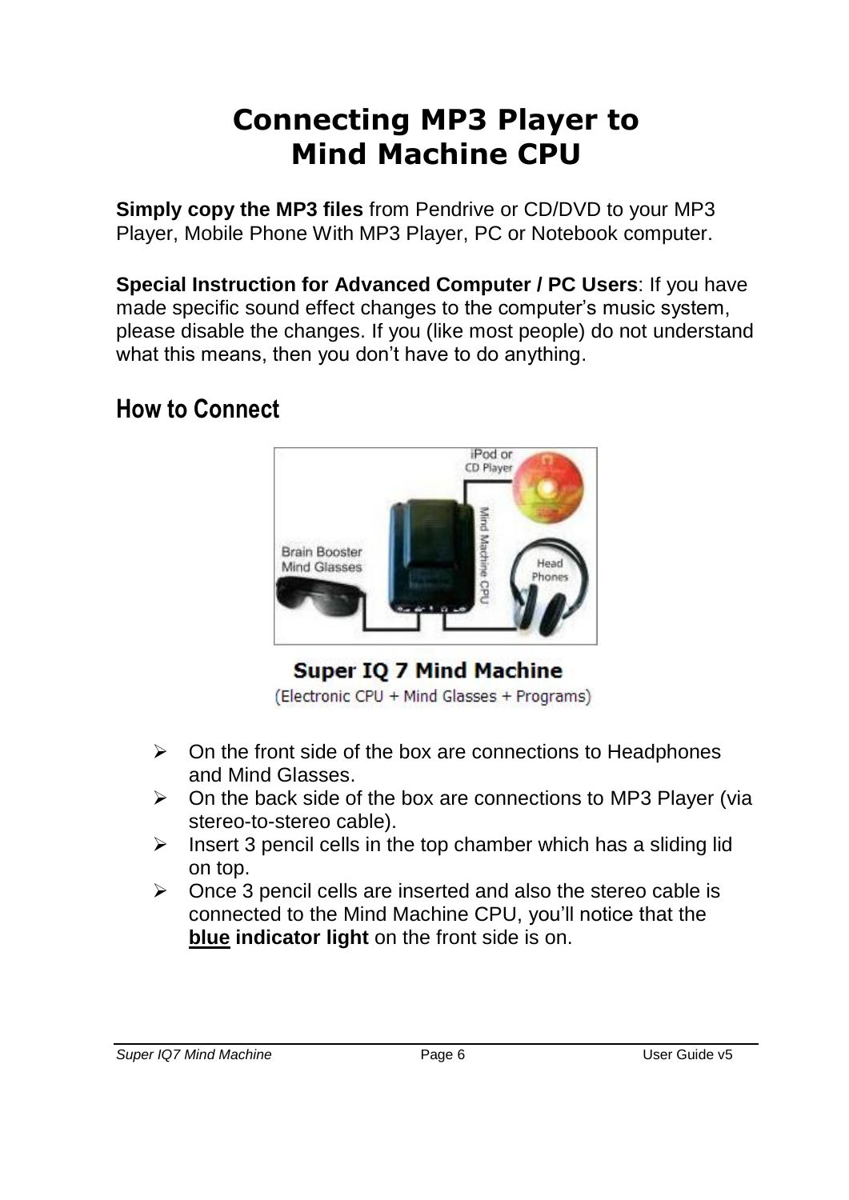# Connecting MP3 Player to Mind Machine CPU

**Simply copy the MP3 files** from Pendrive or CD/DVD to your MP3 Player, Mobile Phone With MP3 Player, PC or Notebook computer.

**Special Instruction for Advanced Computer / PC Users**: If you have made specific sound effect changes to the computer's music system, please disable the changes. If you (like most people) do not understand what this means, then you don't have to do anything.

## How to Connect

**Super IQ 7 Mind Machine**

(Electronic CPU + Mind Glasses + Programs)

- On the front side of the box are connections to Headphones and Mind Glasses.
- On the back side of the box are connections to MP3 Player (via stereo-to-stereo cable).
- Insert 3 pencil cells in the top chamber which has a sliding lid on top.
- Once 3 pencil cells are inserted and also the stereo cable is connected to the Mind Machine CPU, you'll notice that the **blue indicator light** on the front side is on.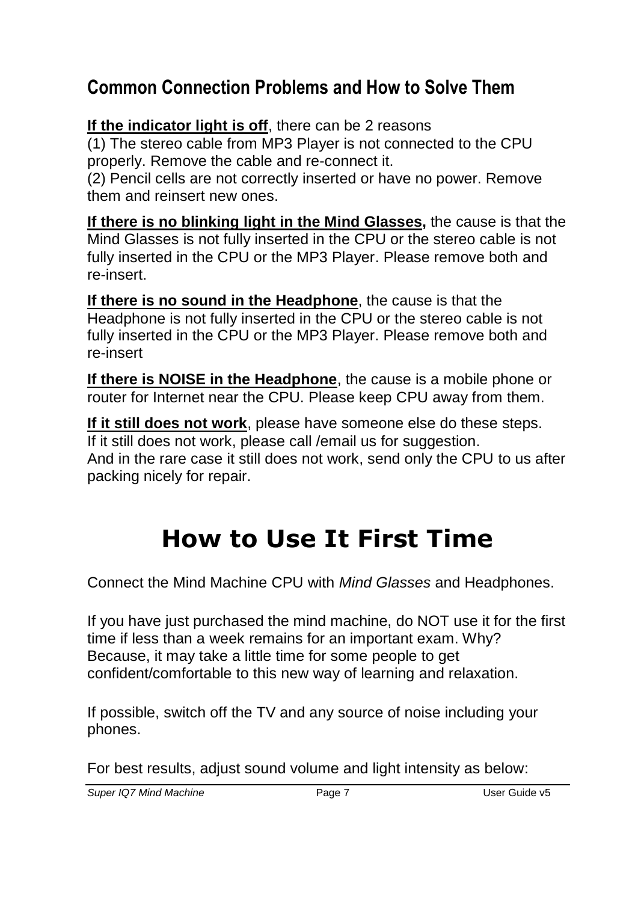## Common Connection Problems and How to Solve Them

**If the indicator light is off**, there can be 2 reasons
(1) The stereo cable from MP3 Player is not connected to the CPU properly. Remove the cable and re-connect it.
(2) Pencil cells are not correctly inserted or have no power. Remove them and reinsert new ones.

**If there is no blinking light in the Mind Glasses,** the cause is that the Mind Glasses is not fully inserted in the CPU or the stereo cable is not fully inserted in the CPU or the MP3 Player. Please remove both and re-insert.

**If there is no sound in the Headphone**, the cause is that the Headphone is not fully inserted in the CPU or the stereo cable is not fully inserted in the CPU or the MP3 Player. Please remove both and re-insert

**If there is NOISE in the Headphone**, the cause is a mobile phone or router for Internet near the CPU. Please keep CPU away from them.

**If it still does not work**, please have someone else do these steps.
If it still does not work, please call /email us for suggestion.
And in the rare case it still does not work, send only the CPU to us after packing nicely for repair.

# How to Use It First Time

Connect the Mind Machine CPU with *Mind Glasses* and Headphones.

If you have just purchased the mind machine, do NOT use it for the first time if less than a week remains for an important exam. Why? Because, it may take a little time for some people to get confident/comfortable to this new way of learning and relaxation.

If possible, switch off the TV and any source of noise including your phones.

For best results, adjust sound volume and light intensity as below: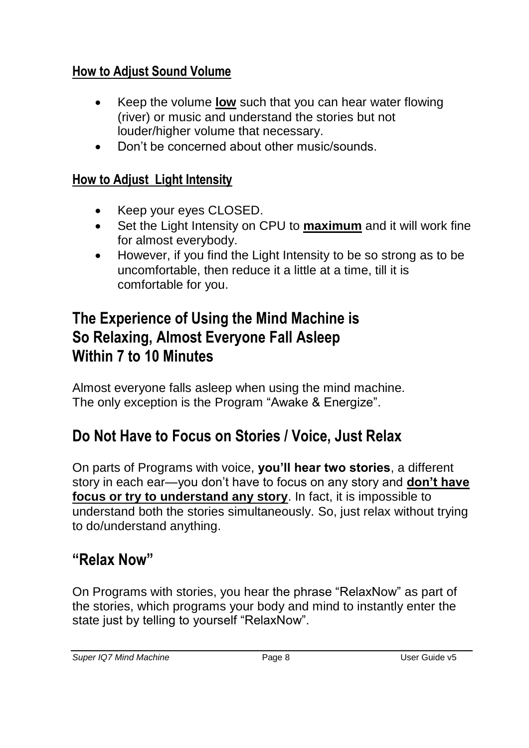### How to Adjust Sound Volume

- Keep the volume **low** such that you can hear water flowing (river) or music and understand the stories but not louder/higher volume that necessary.
- Don't be concerned about other music/sounds.

### How to Adjust  Light Intensity

- Keep your eyes CLOSED.
- Set the Light Intensity on CPU to **maximum** and it will work fine for almost everybody.
- However, if you find the Light Intensity to be so strong as to be uncomfortable, then reduce it a little at a time, till it is comfortable for you.

## The Experience of Using the Mind Machine is So Relaxing, Almost Everyone Fall Asleep Within 7 to 10 Minutes

Almost everyone falls asleep when using the mind machine.
The only exception is the Program "Awake & Energize".

## Do Not Have to Focus on Stories / Voice, Just Relax

On parts of Programs with voice, **you'll hear two stories**, a different story in each ear—you don't have to focus on any story and **don't have focus or try to understand any story**. In fact, it is impossible to understand both the stories simultaneously. So, just relax without trying to do/understand anything.

## "Relax Now"

On Programs with stories, you hear the phrase "RelaxNow" as part of the stories, which programs your body and mind to instantly enter the state just by telling to yourself "RelaxNow".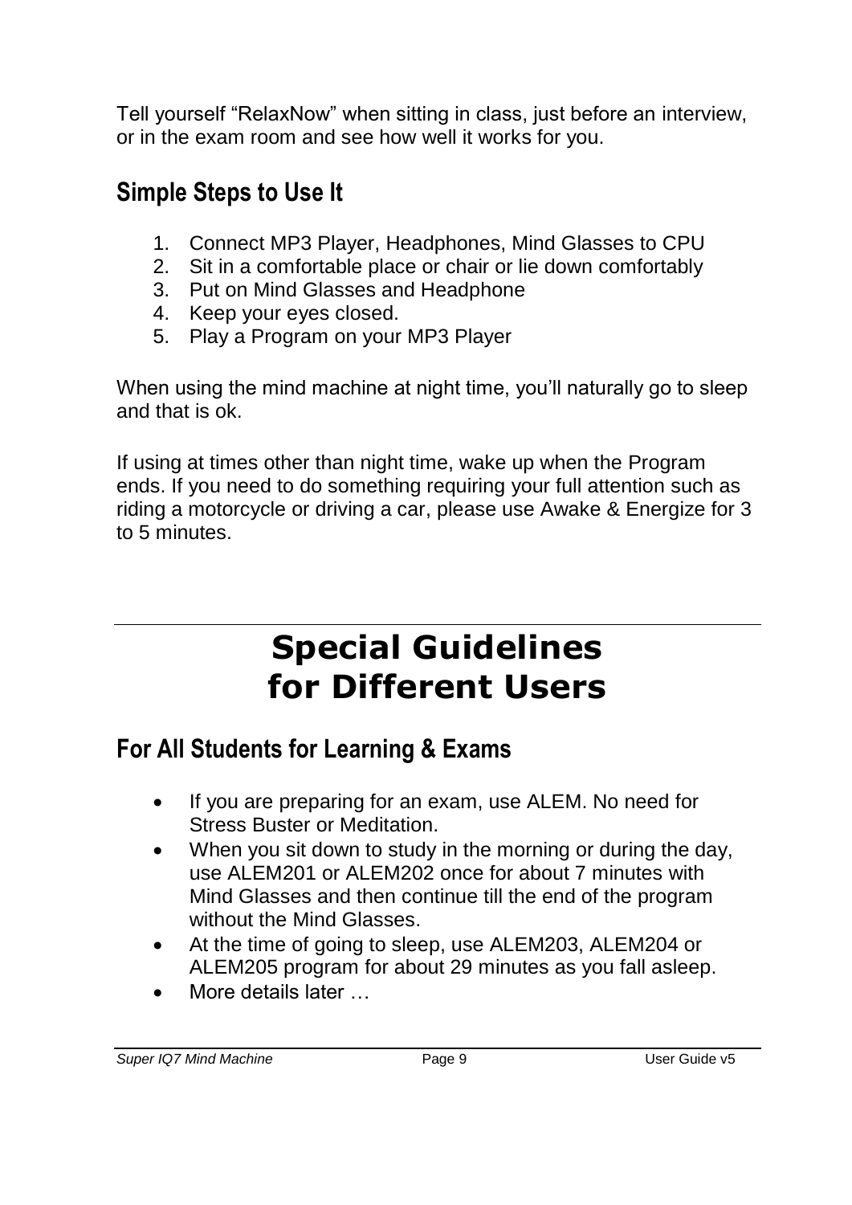Tell yourself “RelaxNow” when sitting in class, just before an interview, or in the exam room and see how well it works for you.

## Simple Steps to Use It

1. Connect MP3 Player, Headphones, Mind Glasses to CPU
2. Sit in a comfortable place or chair or lie down comfortably
3. Put on Mind Glasses and Headphone
4. Keep your eyes closed.
5. Play a Program on your MP3 Player

When using the mind machine at night time, you’ll naturally go to sleep and that is ok.

If using at times other than night time, wake up when the Program ends. If you need to do something requiring your full attention such as riding a motorcycle or driving a car, please use Awake & Energize for 3 to 5 minutes.

---

# Special Guidelines for Different Users

## For All Students for Learning & Exams

- If you are preparing for an exam, use ALEM. No need for Stress Buster or Meditation.
- When you sit down to study in the morning or during the day, use ALEM201 or ALEM202 once for about 7 minutes with Mind Glasses and then continue till the end of the program without the Mind Glasses.
- At the time of going to sleep, use ALEM203, ALEM204 or ALEM205 program for about 29 minutes as you fall asleep.
- More details later …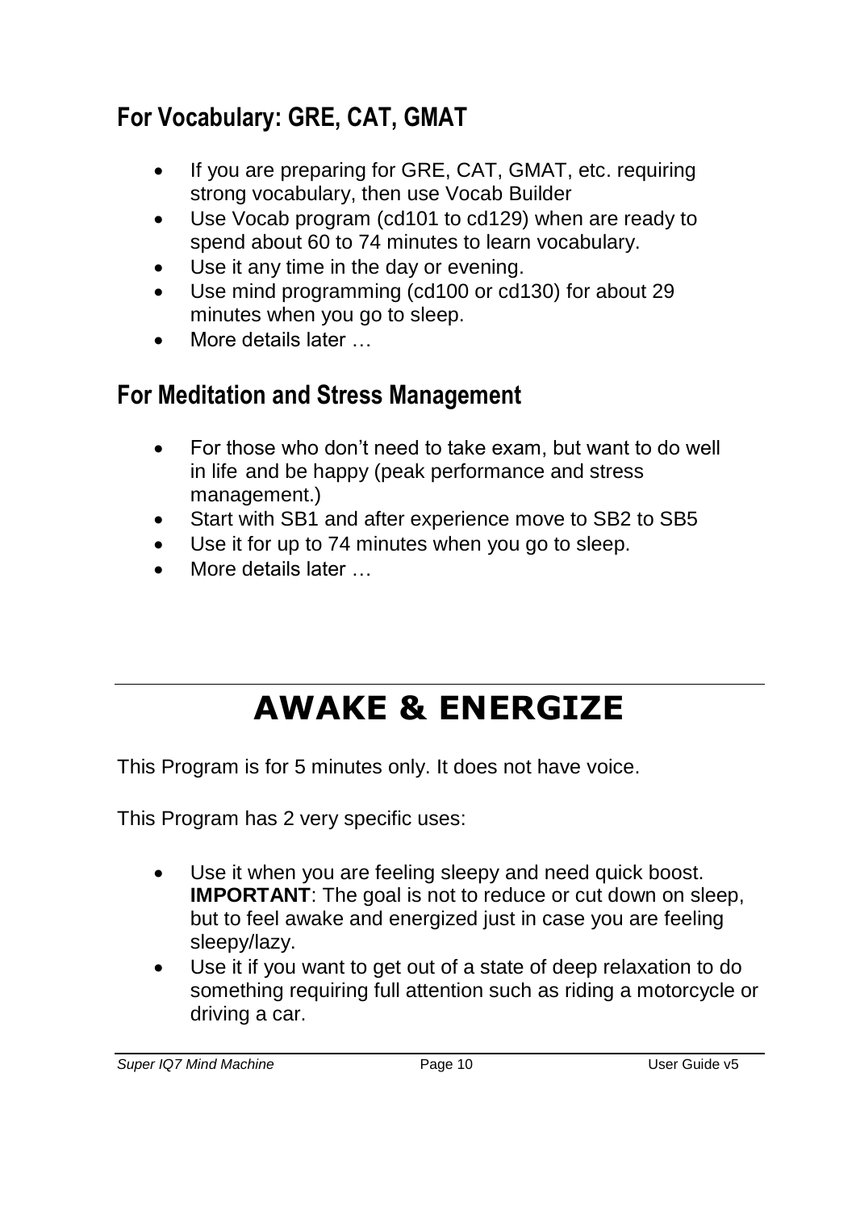## For Vocabulary: GRE, CAT, GMAT

- If you are preparing for GRE, CAT, GMAT, etc. requiring strong vocabulary, then use Vocab Builder
- Use Vocab program (cd101 to cd129) when are ready to spend about 60 to 74 minutes to learn vocabulary.
- Use it any time in the day or evening.
- Use mind programming (cd100 or cd130) for about 29 minutes when you go to sleep.
- More details later …

## For Meditation and Stress Management

- For those who don't need to take exam, but want to do well in life and be happy (peak performance and stress management.)
- Start with SB1 and after experience move to SB2 to SB5
- Use it for up to 74 minutes when you go to sleep.
- More details later …

---

# AWAKE & ENERGIZE

This Program is for 5 minutes only. It does not have voice.

This Program has 2 very specific uses:

- Use it when you are feeling sleepy and need quick boost. **IMPORTANT**: The goal is not to reduce or cut down on sleep, but to feel awake and energized just in case you are feeling sleepy/lazy.
- Use it if you want to get out of a state of deep relaxation to do something requiring full attention such as riding a motorcycle or driving a car.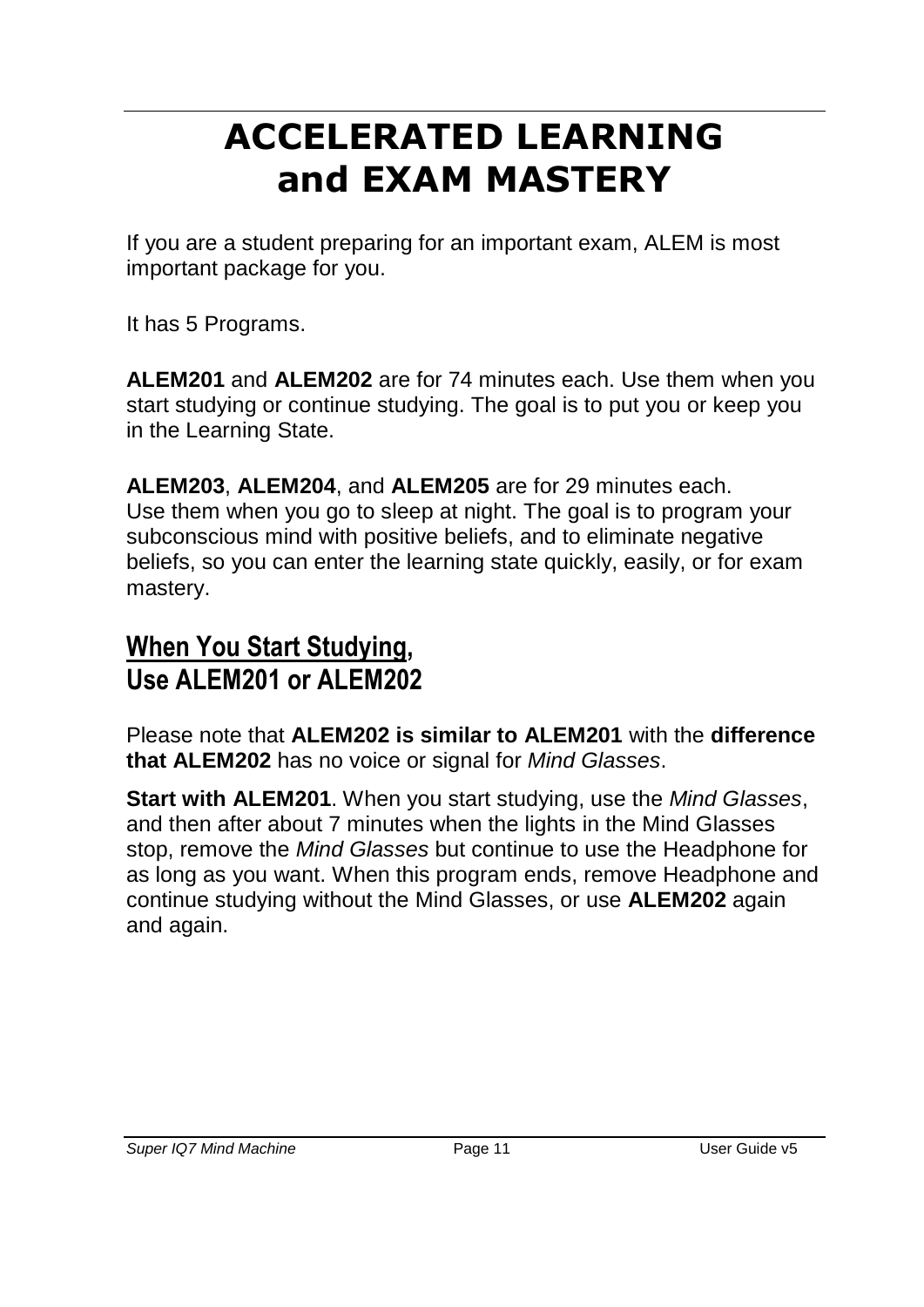# ACCELERATED LEARNING and EXAM MASTERY

If you are a student preparing for an important exam, ALEM is most important package for you.

It has 5 Programs.

**ALEM201** and **ALEM202** are for 74 minutes each. Use them when you start studying or continue studying. The goal is to put you or keep you in the Learning State.

**ALEM203**, **ALEM204**, and **ALEM205** are for 29 minutes each. Use them when you go to sleep at night. The goal is to program your subconscious mind with positive beliefs, and to eliminate negative beliefs, so you can enter the learning state quickly, easily, or for exam mastery.

## When You Start Studying, Use ALEM201 or ALEM202

Please note that **ALEM202 is similar to ALEM201** with the **difference that ALEM202** has no voice or signal for *Mind Glasses*.

**Start with ALEM201**. When you start studying, use the *Mind Glasses*, and then after about 7 minutes when the lights in the Mind Glasses stop, remove the *Mind Glasses* but continue to use the Headphone for as long as you want. When this program ends, remove Headphone and continue studying without the Mind Glasses, or use **ALEM202** again and again.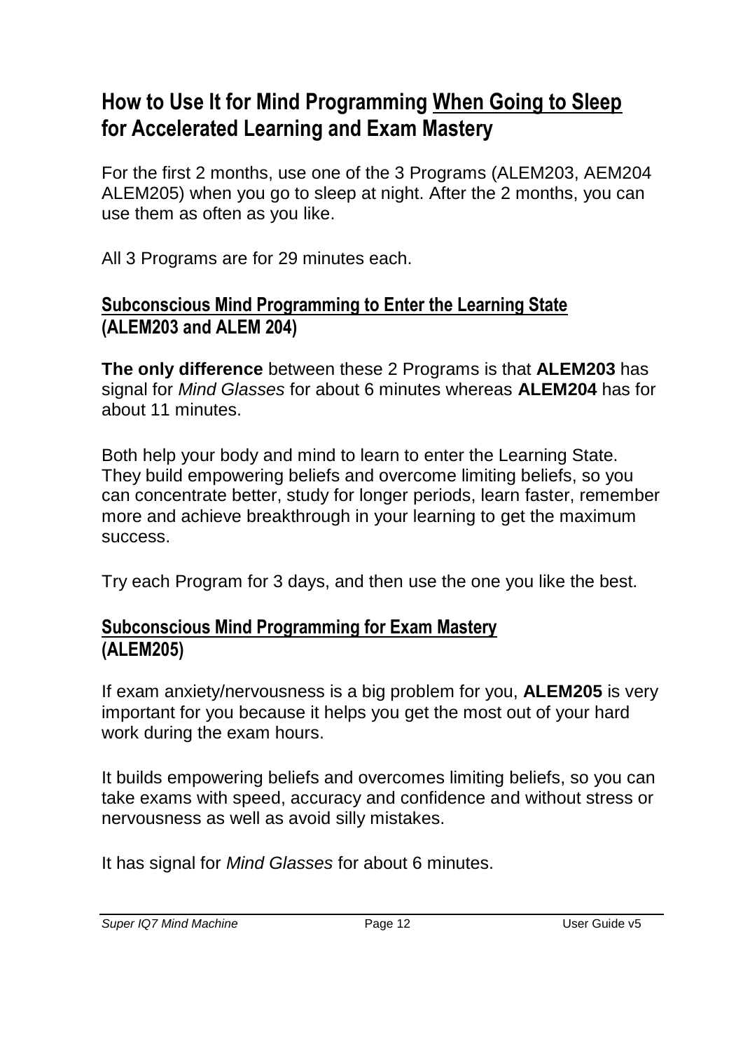## How to Use It for Mind Programming <u>When Going to Sleep</u> for Accelerated Learning and Exam Mastery

For the first 2 months, use one of the 3 Programs (ALEM203, AEM204 ALEM205) when you go to sleep at night. After the 2 months, you can use them as often as you like.

All 3 Programs are for 29 minutes each.

### <u>Subconscious Mind Programming to Enter the Learning State</u> (ALEM203 and ALEM 204)

**The only difference** between these 2 Programs is that **ALEM203** has signal for *Mind Glasses* for about 6 minutes whereas **ALEM204** has for about 11 minutes.

Both help your body and mind to learn to enter the Learning State. They build empowering beliefs and overcome limiting beliefs, so you can concentrate better, study for longer periods, learn faster, remember more and achieve breakthrough in your learning to get the maximum success.

Try each Program for 3 days, and then use the one you like the best.

### <u>Subconscious Mind Programming for Exam Mastery</u> (ALEM205)

If exam anxiety/nervousness is a big problem for you, **ALEM205** is very important for you because it helps you get the most out of your hard work during the exam hours.

It builds empowering beliefs and overcomes limiting beliefs, so you can take exams with speed, accuracy and confidence and without stress or nervousness as well as avoid silly mistakes.

It has signal for *Mind Glasses* for about 6 minutes.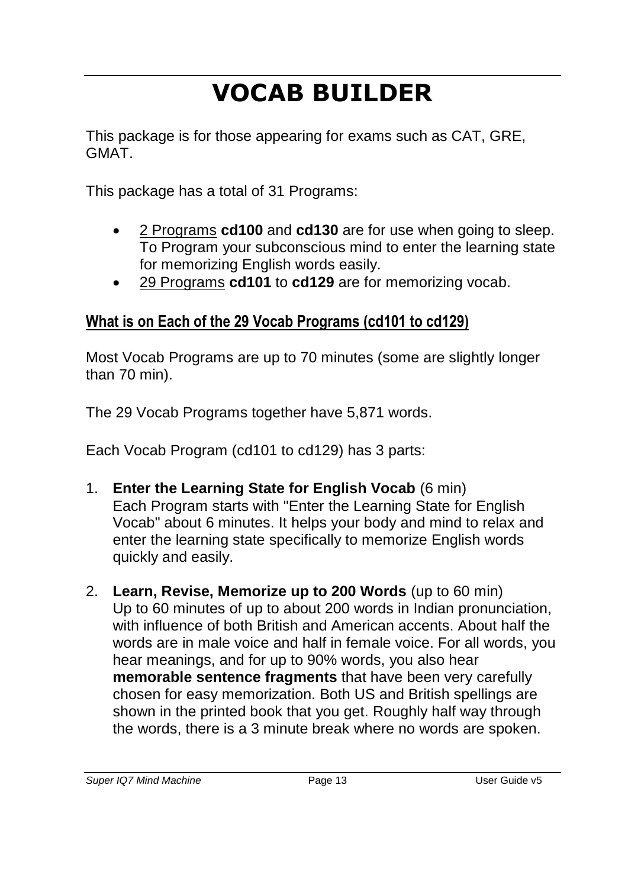# VOCAB BUILDER

This package is for those appearing for exams such as CAT, GRE, GMAT.

This package has a total of 31 Programs:

- 2 Programs **cd100** and **cd130** are for use when going to sleep. To Program your subconscious mind to enter the learning state for memorizing English words easily.
- 29 Programs **cd101** to **cd129** are for memorizing vocab.

## What is on Each of the 29 Vocab Programs (cd101 to cd129)

Most Vocab Programs are up to 70 minutes (some are slightly longer than 70 min).

The 29 Vocab Programs together have 5,871 words.

Each Vocab Program (cd101 to cd129) has 3 parts:

1. **Enter the Learning State for English Vocab** (6 min)
   Each Program starts with "Enter the Learning State for English Vocab" about 6 minutes. It helps your body and mind to relax and enter the learning state specifically to memorize English words quickly and easily.

2. **Learn, Revise, Memorize up to 200 Words** (up to 60 min)
   Up to 60 minutes of up to about 200 words in Indian pronunciation, with influence of both British and American accents. About half the words are in male voice and half in female voice. For all words, you hear meanings, and for up to 90% words, you also hear **memorable sentence fragments** that have been very carefully chosen for easy memorization. Both US and British spellings are shown in the printed book that you get. Roughly half way through the words, there is a 3 minute break where no words are spoken.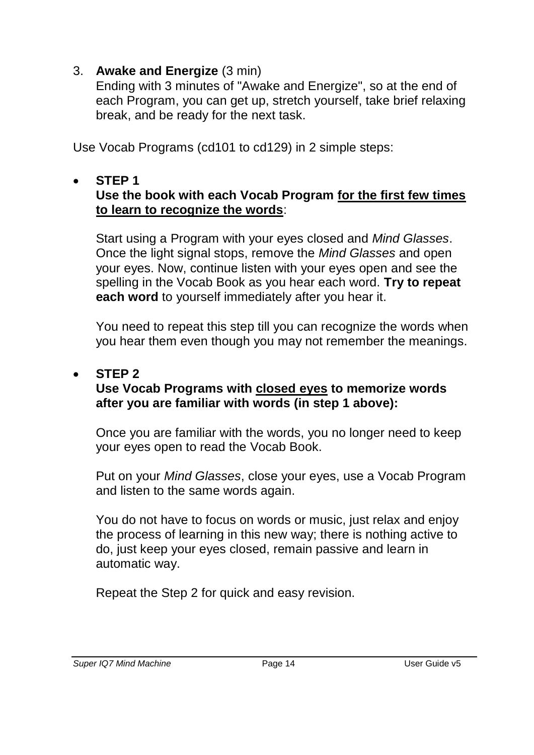3. **Awake and Energize** (3 min)
   Ending with 3 minutes of "Awake and Energize", so at the end of each Program, you can get up, stretch yourself, take brief relaxing break, and be ready for the next task.

Use Vocab Programs (cd101 to cd129) in 2 simple steps:

- **STEP 1**
  **Use the book with each Vocab Program <u>for the first few times to learn to recognize the words</u>**:

  Start using a Program with your eyes closed and *Mind Glasses*. Once the light signal stops, remove the *Mind Glasses* and open your eyes. Now, continue listen with your eyes open and see the spelling in the Vocab Book as you hear each word. **Try to repeat each word** to yourself immediately after you hear it.

  You need to repeat this step till you can recognize the words when you hear them even though you may not remember the meanings.

- **STEP 2**
  **Use Vocab Programs with <u>closed eyes</u> to memorize words after you are familiar with words (in step 1 above):**

  Once you are familiar with the words, you no longer need to keep your eyes open to read the Vocab Book.

  Put on your *Mind Glasses*, close your eyes, use a Vocab Program and listen to the same words again.

  You do not have to focus on words or music, just relax and enjoy the process of learning in this new way; there is nothing active to do, just keep your eyes closed, remain passive and learn in automatic way.

  Repeat the Step 2 for quick and easy revision.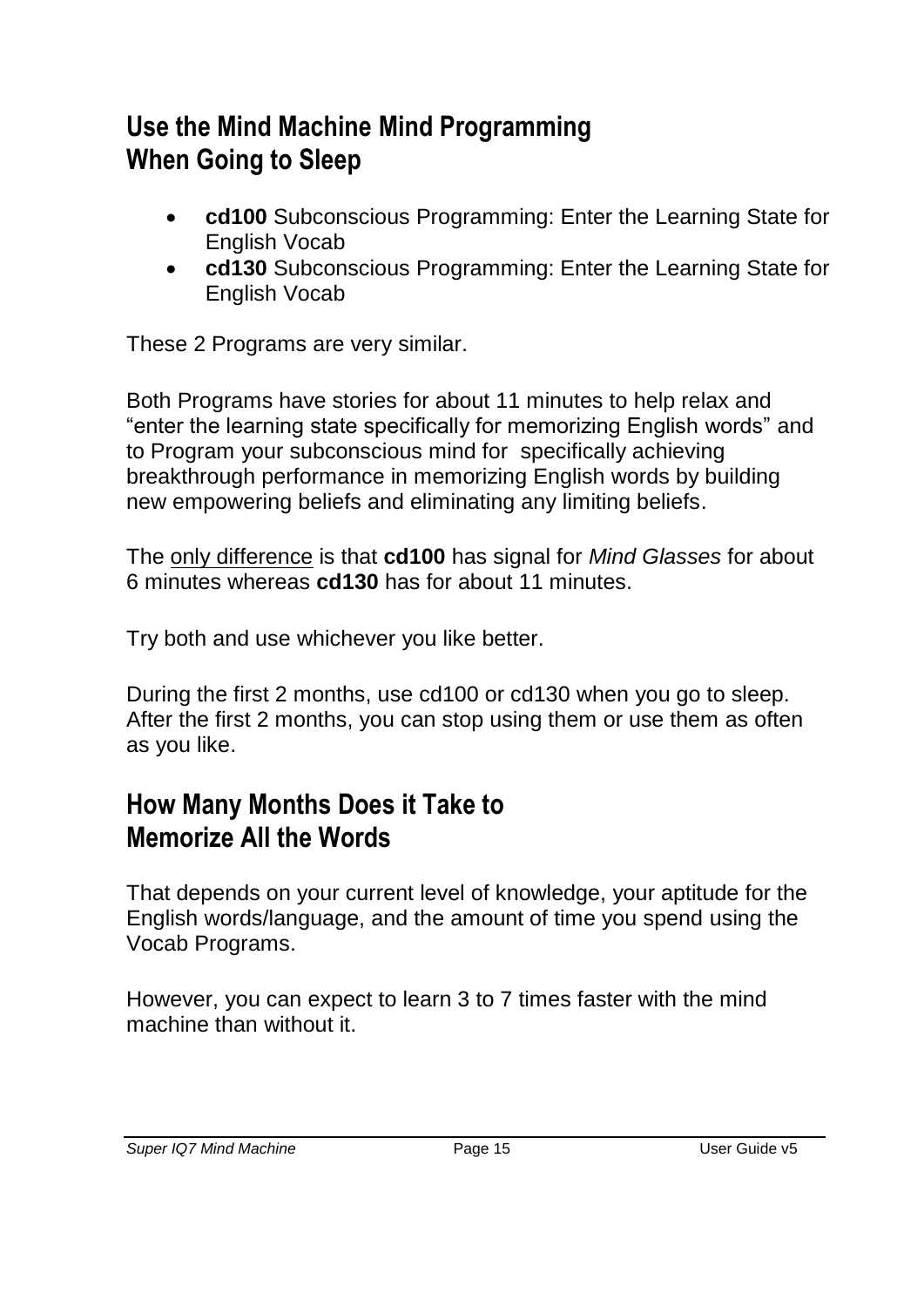## Use the Mind Machine Mind Programming When Going to Sleep

- **cd100** Subconscious Programming: Enter the Learning State for English Vocab
- **cd130** Subconscious Programming: Enter the Learning State for English Vocab

These 2 Programs are very similar.

Both Programs have stories for about 11 minutes to help relax and “enter the learning state specifically for memorizing English words” and to Program your subconscious mind for specifically achieving breakthrough performance in memorizing English words by building new empowering beliefs and eliminating any limiting beliefs.

The <u>only difference</u> is that **cd100** has signal for *Mind Glasses* for about 6 minutes whereas **cd130** has for about 11 minutes.

Try both and use whichever you like better.

During the first 2 months, use cd100 or cd130 when you go to sleep. After the first 2 months, you can stop using them or use them as often as you like.

## How Many Months Does it Take to Memorize All the Words

That depends on your current level of knowledge, your aptitude for the English words/language, and the amount of time you spend using the Vocab Programs.

However, you can expect to learn 3 to 7 times faster with the mind machine than without it.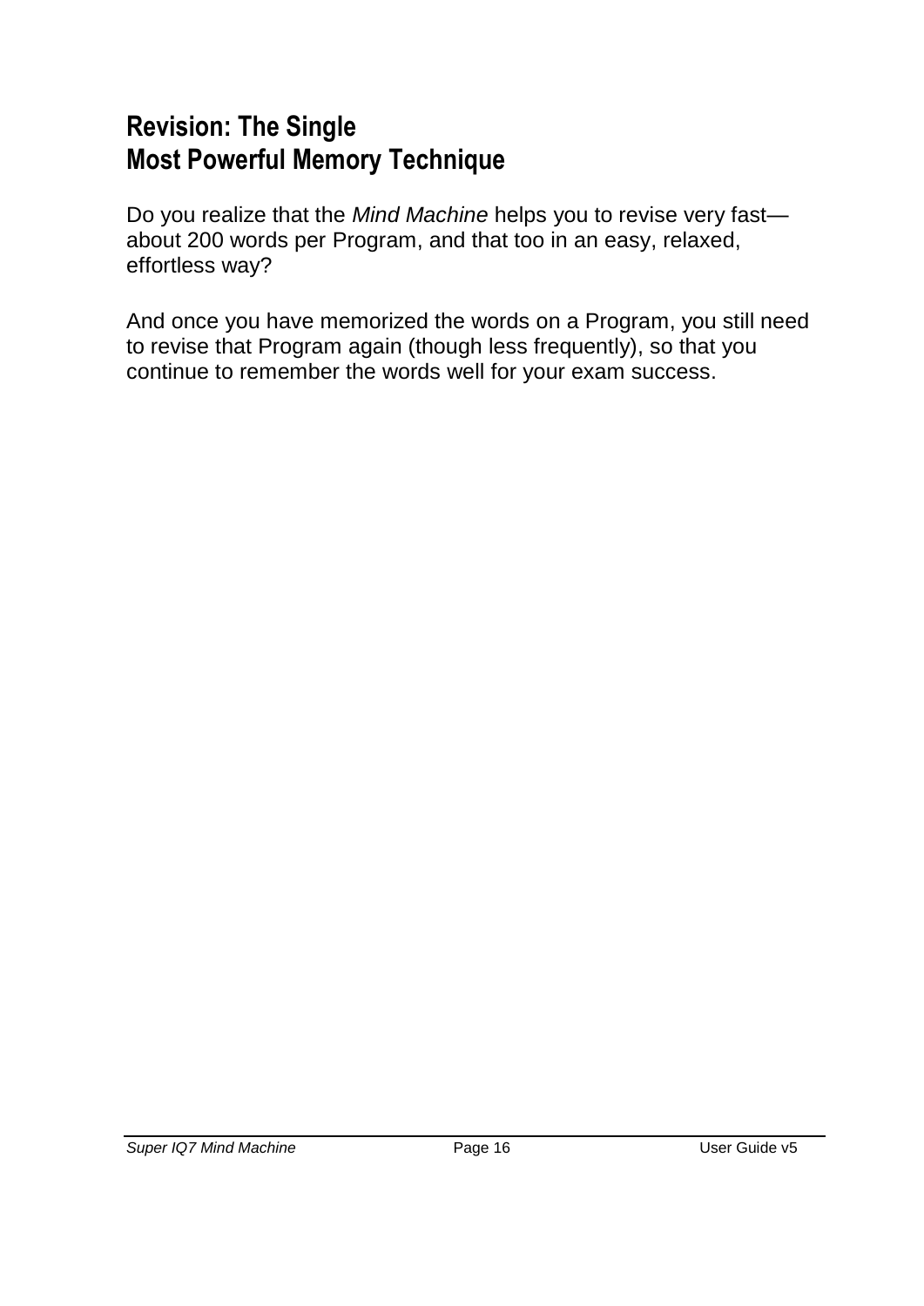## Revision: The Single Most Powerful Memory Technique

Do you realize that the *Mind Machine* helps you to revise very fast—about 200 words per Program, and that too in an easy, relaxed, effortless way?

And once you have memorized the words on a Program, you still need to revise that Program again (though less frequently), so that you continue to remember the words well for your exam success.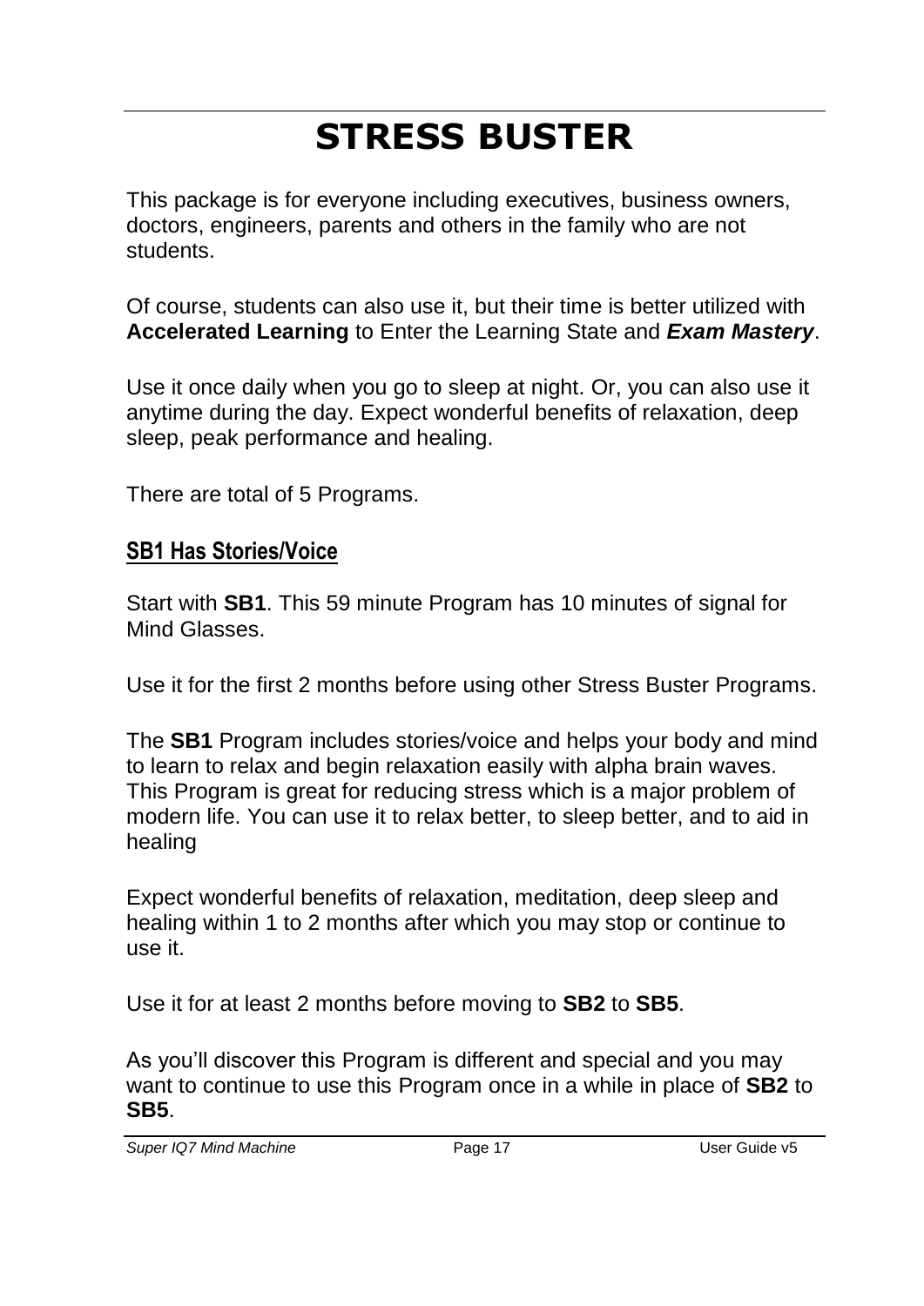# STRESS BUSTER

This package is for everyone including executives, business owners, doctors, engineers, parents and others in the family who are not students.

Of course, students can also use it, but their time is better utilized with **Accelerated Learning** to Enter the Learning State and ***Exam Mastery***.

Use it once daily when you go to sleep at night. Or, you can also use it anytime during the day. Expect wonderful benefits of relaxation, deep sleep, peak performance and healing.

There are total of 5 Programs.

## SB1 Has Stories/Voice

Start with **SB1**. This 59 minute Program has 10 minutes of signal for Mind Glasses.

Use it for the first 2 months before using other Stress Buster Programs.

The **SB1** Program includes stories/voice and helps your body and mind to learn to relax and begin relaxation easily with alpha brain waves. This Program is great for reducing stress which is a major problem of modern life. You can use it to relax better, to sleep better, and to aid in healing

Expect wonderful benefits of relaxation, meditation, deep sleep and healing within 1 to 2 months after which you may stop or continue to use it.

Use it for at least 2 months before moving to **SB2** to **SB5**.

As you'll discover this Program is different and special and you may want to continue to use this Program once in a while in place of **SB2** to **SB5**.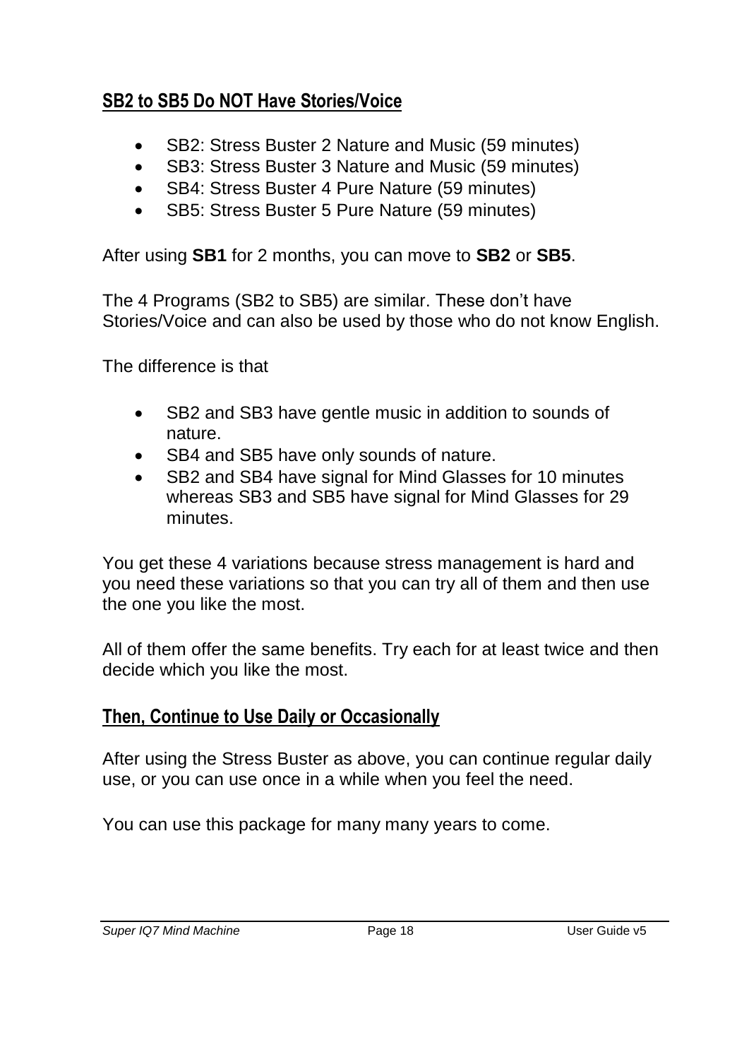## SB2 to SB5 Do NOT Have Stories/Voice

- SB2: Stress Buster 2 Nature and Music (59 minutes)
- SB3: Stress Buster 3 Nature and Music (59 minutes)
- SB4: Stress Buster 4 Pure Nature (59 minutes)
- SB5: Stress Buster 5 Pure Nature (59 minutes)

After using **SB1** for 2 months, you can move to **SB2** or **SB5**.

The 4 Programs (SB2 to SB5) are similar. These don't have Stories/Voice and can also be used by those who do not know English.

The difference is that

- SB2 and SB3 have gentle music in addition to sounds of nature.
- SB4 and SB5 have only sounds of nature.
- SB2 and SB4 have signal for Mind Glasses for 10 minutes whereas SB3 and SB5 have signal for Mind Glasses for 29 minutes.

You get these 4 variations because stress management is hard and you need these variations so that you can try all of them and then use the one you like the most.

All of them offer the same benefits. Try each for at least twice and then decide which you like the most.

## Then, Continue to Use Daily or Occasionally

After using the Stress Buster as above, you can continue regular daily use, or you can use once in a while when you feel the need.

You can use this package for many many years to come.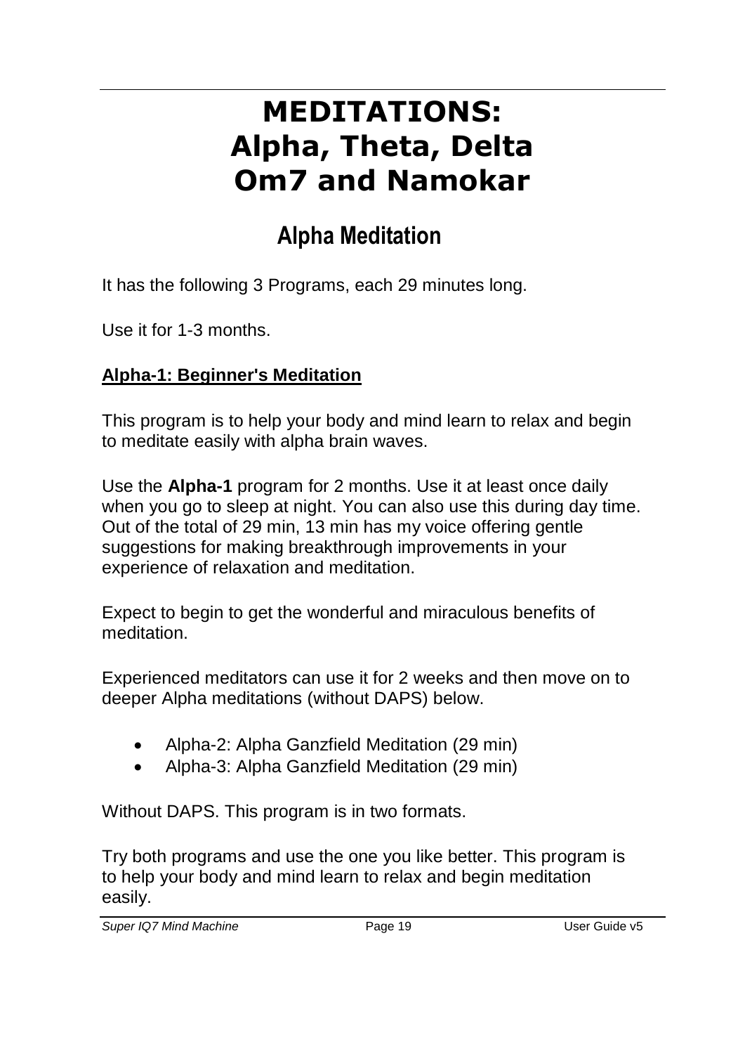# MEDITATIONS: Alpha, Theta, Delta Om7 and Namokar

## Alpha Meditation

It has the following 3 Programs, each 29 minutes long.

Use it for 1-3 months.

**Alpha-1: Beginner's Meditation**

This program is to help your body and mind learn to relax and begin to meditate easily with alpha brain waves.

Use the **Alpha-1** program for 2 months. Use it at least once daily when you go to sleep at night. You can also use this during day time. Out of the total of 29 min, 13 min has my voice offering gentle suggestions for making breakthrough improvements in your experience of relaxation and meditation.

Expect to begin to get the wonderful and miraculous benefits of meditation.

Experienced meditators can use it for 2 weeks and then move on to deeper Alpha meditations (without DAPS) below.

- Alpha-2: Alpha Ganzfield Meditation (29 min)
- Alpha-3: Alpha Ganzfield Meditation (29 min)

Without DAPS. This program is in two formats.

Try both programs and use the one you like better. This program is to help your body and mind learn to relax and begin meditation easily.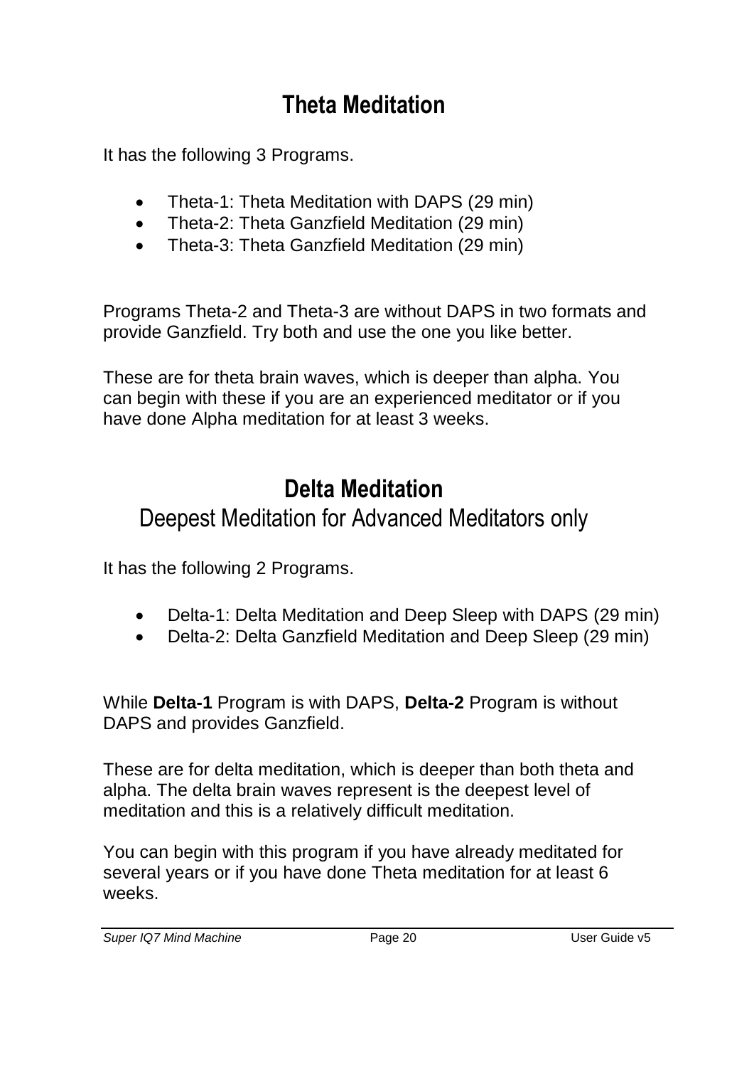## Theta Meditation

It has the following 3 Programs.

- Theta-1: Theta Meditation with DAPS (29 min)
- Theta-2: Theta Ganzfield Meditation (29 min)
- Theta-3: Theta Ganzfield Meditation (29 min)

Programs Theta-2 and Theta-3 are without DAPS in two formats and provide Ganzfield. Try both and use the one you like better.

These are for theta brain waves, which is deeper than alpha. You can begin with these if you are an experienced meditator or if you have done Alpha meditation for at least 3 weeks.

## Delta Meditation

### Deepest Meditation for Advanced Meditators only

It has the following 2 Programs.

- Delta-1: Delta Meditation and Deep Sleep with DAPS (29 min)
- Delta-2: Delta Ganzfield Meditation and Deep Sleep (29 min)

While **Delta-1** Program is with DAPS, **Delta-2** Program is without DAPS and provides Ganzfield.

These are for delta meditation, which is deeper than both theta and alpha. The delta brain waves represent is the deepest level of meditation and this is a relatively difficult meditation.

You can begin with this program if you have already meditated for several years or if you have done Theta meditation for at least 6 weeks.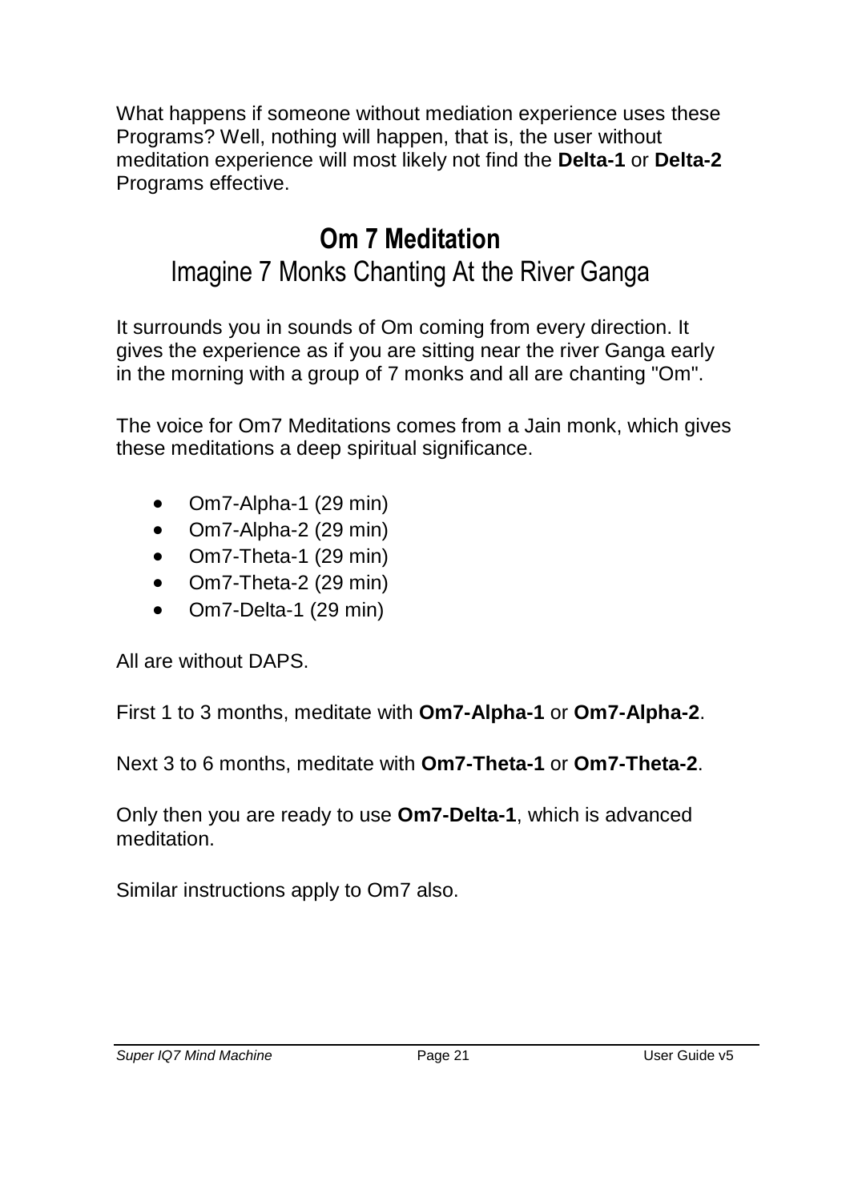What happens if someone without mediation experience uses these Programs? Well, nothing will happen, that is, the user without meditation experience will most likely not find the **Delta-1** or **Delta-2** Programs effective.

## Om 7 Meditation

### Imagine 7 Monks Chanting At the River Ganga

It surrounds you in sounds of Om coming from every direction. It gives the experience as if you are sitting near the river Ganga early in the morning with a group of 7 monks and all are chanting "Om".

The voice for Om7 Meditations comes from a Jain monk, which gives these meditations a deep spiritual significance.

- Om7-Alpha-1 (29 min)
- Om7-Alpha-2 (29 min)
- Om7-Theta-1 (29 min)
- Om7-Theta-2 (29 min)
- Om7-Delta-1 (29 min)

All are without DAPS.

First 1 to 3 months, meditate with **Om7-Alpha-1** or **Om7-Alpha-2**.

Next 3 to 6 months, meditate with **Om7-Theta-1** or **Om7-Theta-2**.

Only then you are ready to use **Om7-Delta-1**, which is advanced meditation.

Similar instructions apply to Om7 also.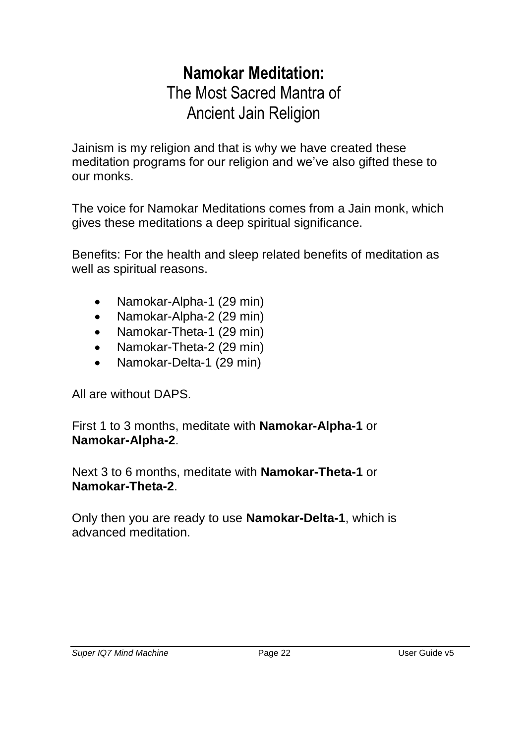# **Namokar Meditation:**
# The Most Sacred Mantra of Ancient Jain Religion

Jainism is my religion and that is why we have created these meditation programs for our religion and we've also gifted these to our monks.

The voice for Namokar Meditations comes from a Jain monk, which gives these meditations a deep spiritual significance.

Benefits: For the health and sleep related benefits of meditation as well as spiritual reasons.

- Namokar-Alpha-1 (29 min)
- Namokar-Alpha-2 (29 min)
- Namokar-Theta-1 (29 min)
- Namokar-Theta-2 (29 min)
- Namokar-Delta-1 (29 min)

All are without DAPS.

First 1 to 3 months, meditate with **Namokar-Alpha-1** or **Namokar-Alpha-2**.

Next 3 to 6 months, meditate with **Namokar-Theta-1** or **Namokar-Theta-2**.

Only then you are ready to use **Namokar-Delta-1**, which is advanced meditation.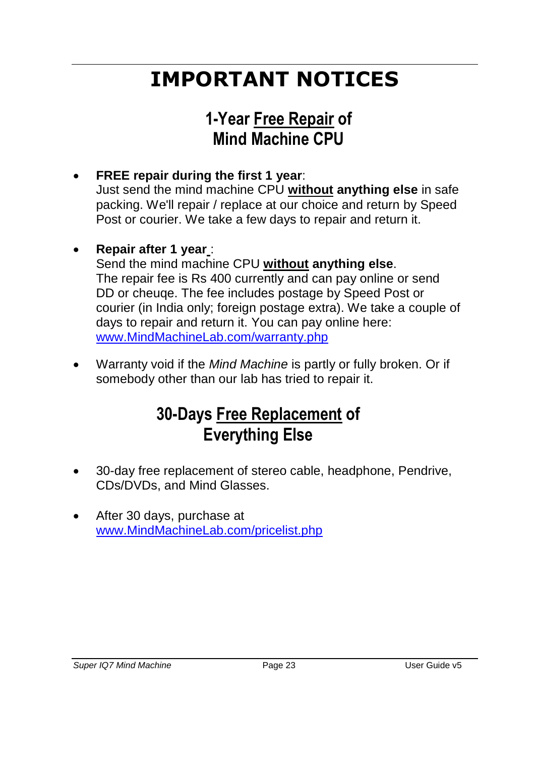# IMPORTANT NOTICES

## 1-Year Free Repair of Mind Machine CPU

- **FREE repair during the first 1 year**:
  Just send the mind machine CPU **without anything else** in safe packing. We'll repair / replace at our choice and return by Speed Post or courier. We take a few days to repair and return it.

- **Repair after 1 year** :
  Send the mind machine CPU **without anything else**.
  The repair fee is Rs 400 currently and can pay online or send DD or cheuqe. The fee includes postage by Speed Post or courier (in India only; foreign postage extra). We take a couple of days to repair and return it. You can pay online here: www.MindMachineLab.com/warranty.php

- Warranty void if the *Mind Machine* is partly or fully broken. Or if somebody other than our lab has tried to repair it.

## 30-Days Free Replacement of Everything Else

- 30-day free replacement of stereo cable, headphone, Pendrive, CDs/DVDs, and Mind Glasses.

- After 30 days, purchase at www.MindMachineLab.com/pricelist.php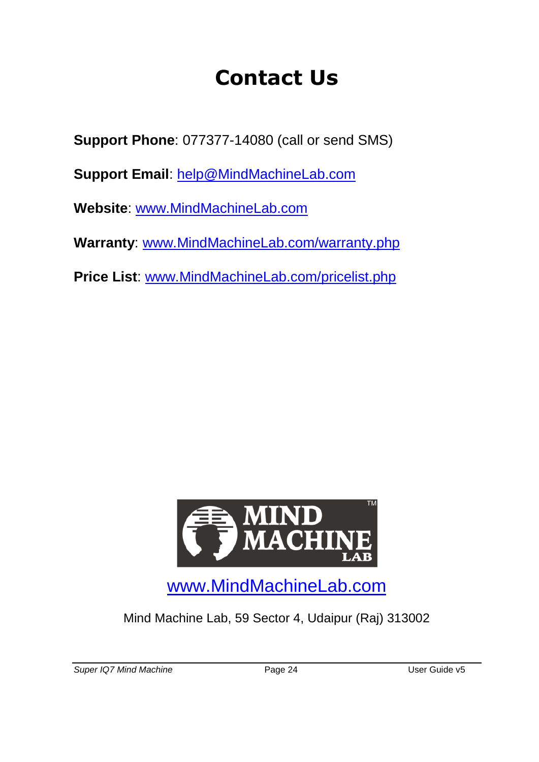# Contact Us

**Support Phone**: 077377-14080 (call or send SMS)

**Support Email**: help@MindMachineLab.com

**Website**: www.MindMachineLab.com

**Warranty**: www.MindMachineLab.com/warranty.php

**Price List**: www.MindMachineLab.com/pricelist.php

www.MindMachineLab.com

Mind Machine Lab, 59 Sector 4, Udaipur (Raj) 313002